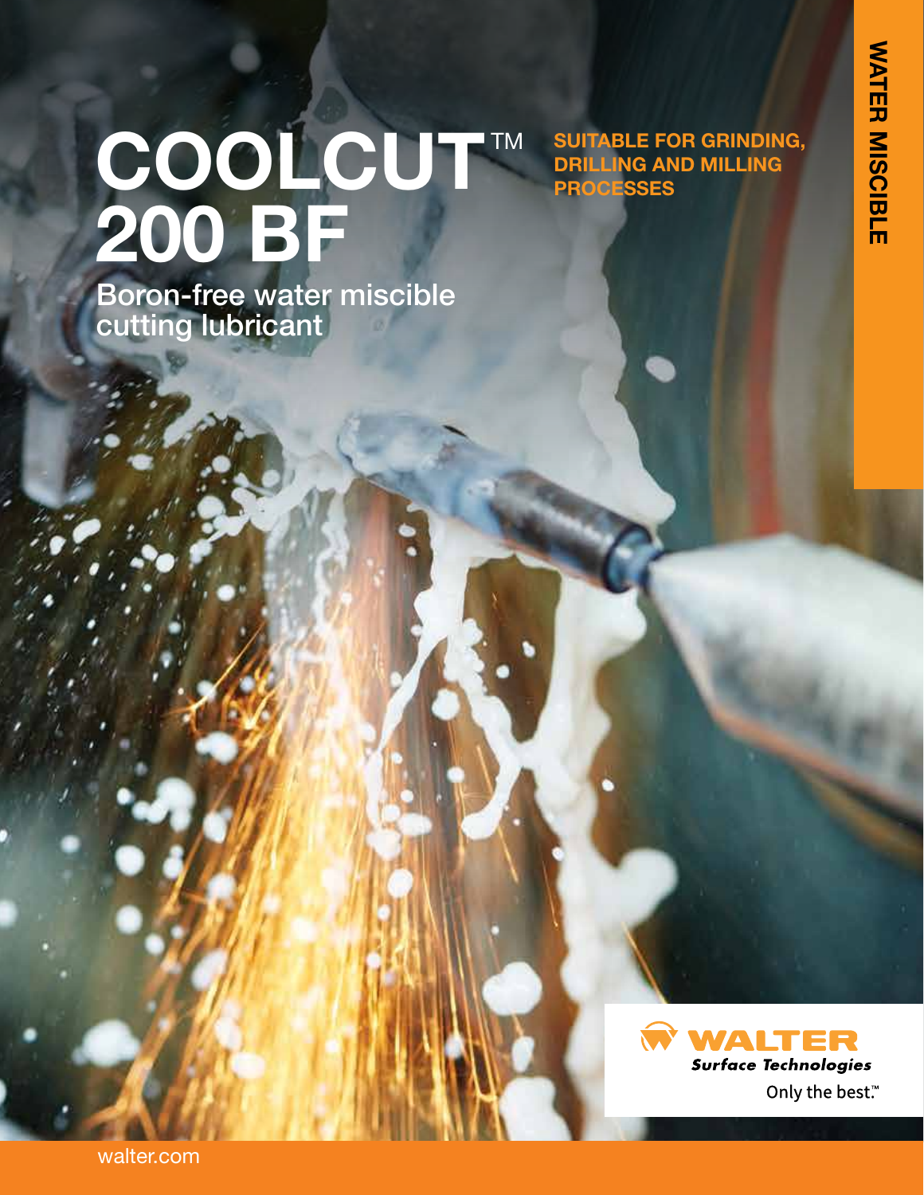# COOLCUT™ 200 BF

## Boron-free water miscible cutting lubricant

**SUITABLE FOR GRINDING, DRILLING AND MILLING PROCESSES**

**WATER MISCIBLE**

WALTER Surface Technologies

Only the best.™

walter.com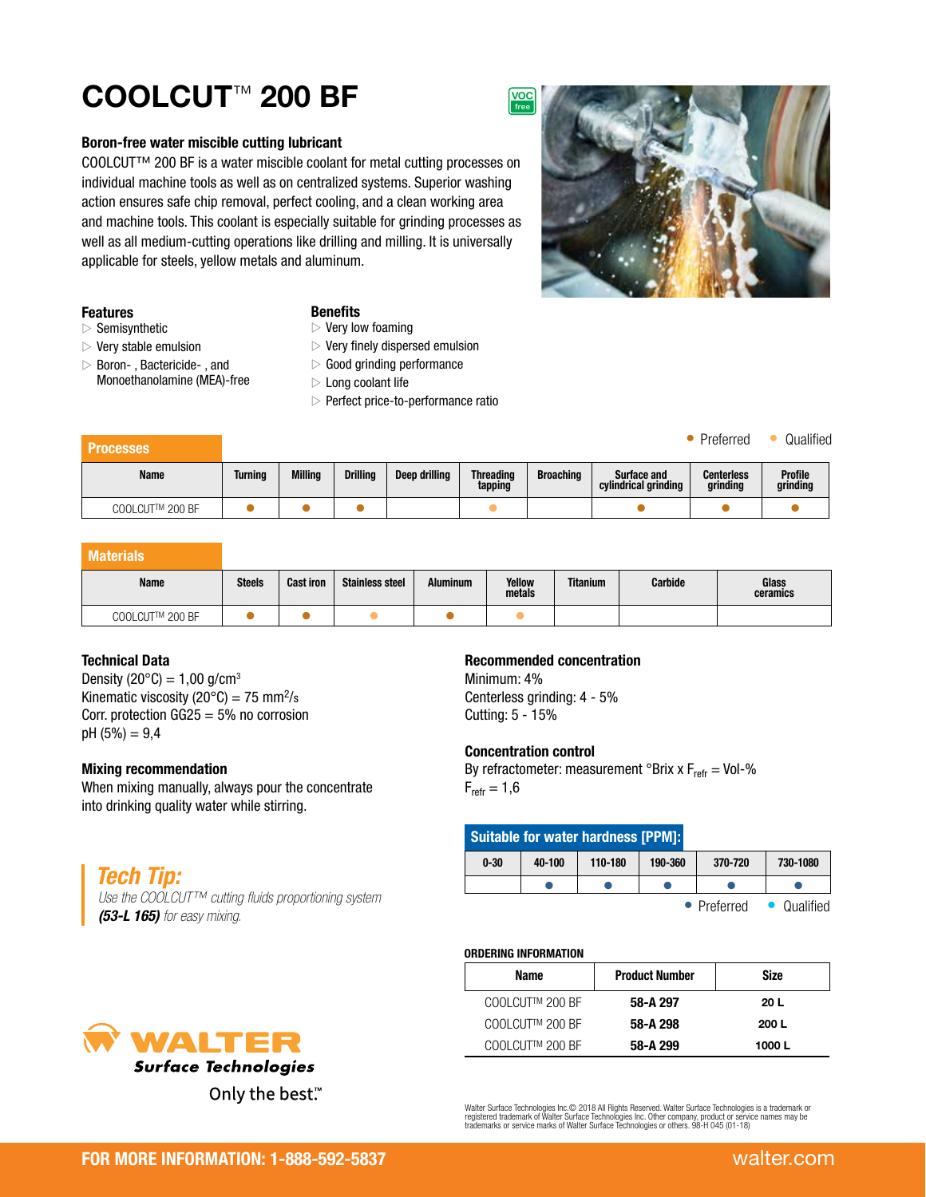# COOLCUT™ 200 BF

VOC free

### Boron-free water miscible cutting lubricant

COOLCUT™ 200 BF is a water miscible coolant for metal cutting processes on individual machine tools as well as on centralized systems. Superior washing action ensures safe chip removal, perfect cooling, and a clean working area and machine tools. This coolant is especially suitable for grinding processes as well as all medium-cutting operations like drilling and milling. It is universally applicable for steels, yellow metals and aluminum.

### Features

- Semisynthetic
- Very stable emulsion
- Boron- , Bactericide- , and Monoethanolamine (MEA)-free

### Benefits

- Very low foaming
- Very finely dispersed emulsion
- Good grinding performance
- Long coolant life
- Perfect price-to-performance ratio

### Processes

● Preferred ● Qualified

| Name | Turning | Milling | Drilling | Deep drilling | Threading tapping | Broaching | Surface and cylindrical grinding | Centerless grinding | Profile grinding |
|---|---|---|---|---|---|---|---|---|---|
| COOLCUT™ 200 BF | ● Preferred | ● Preferred | ● Preferred | | ● Qualified | | ● Preferred | ● Preferred | ● Preferred |

### Materials

| Name | Steels | Cast iron | Stainless steel | Aluminum | Yellow metals | Titanium | Carbide | Glass ceramics |
|---|---|---|---|---|---|---|---|---|
| COOLCUT™ 200 BF | ● Preferred | ● Preferred | ● Qualified | ● Preferred | ● Qualified | | | |

### Technical Data

Density (20°C) = 1,00 g/cm$^3$
Kinematic viscosity (20°C) = 75 mm$^2$/s
Corr. protection GG25 = 5% no corrosion
pH (5%) = 9,4

### Mixing recommendation

When mixing manually, always pour the concentrate into drinking quality water while stirring.

### Recommended concentration

Minimum: 4%
Centerless grinding: 4 - 5%
Cutting: 5 - 15%

### Concentration control

By refractometer: measurement °Brix x $F_{refr}$ = Vol-%
$F_{refr}$ = 1,6

### Suitable for water hardness [PPM]:

| 0-30 | 40-100 | 110-180 | 190-360 | 370-720 | 730-1080 |
|---|---|---|---|---|---|
| | ● Preferred | ● Preferred | ● Preferred | ● Preferred | ● Preferred |

● Preferred ● Qualified

## *Tech Tip:*

*Use the COOLCUT™ cutting fluids proportioning system* ***(53-L 165)*** *for easy mixing.*

**ORDERING INFORMATION**

| Name | Product Number | Size |
|---|---|---|
| COOLCUT™ 200 BF | **58-A 297** | **20 L** |
| COOLCUT™ 200 BF | **58-A 298** | **200 L** |
| COOLCUT™ 200 BF | **58-A 299** | **1000 L** |

WALTER Surface Technologies
Only the best.™

Walter Surface Technologies Inc.© 2018 All Rights Reserved. Walter Surface Technologies is a trademark or registered trademark of Walter Surface Technologies Inc. Other company, product or service names may be trademarks or service marks of Walter Surface Technologies or others. 98-H 045 (01-18)

**FOR MORE INFORMATION: 1-888-592-5837** walter.com